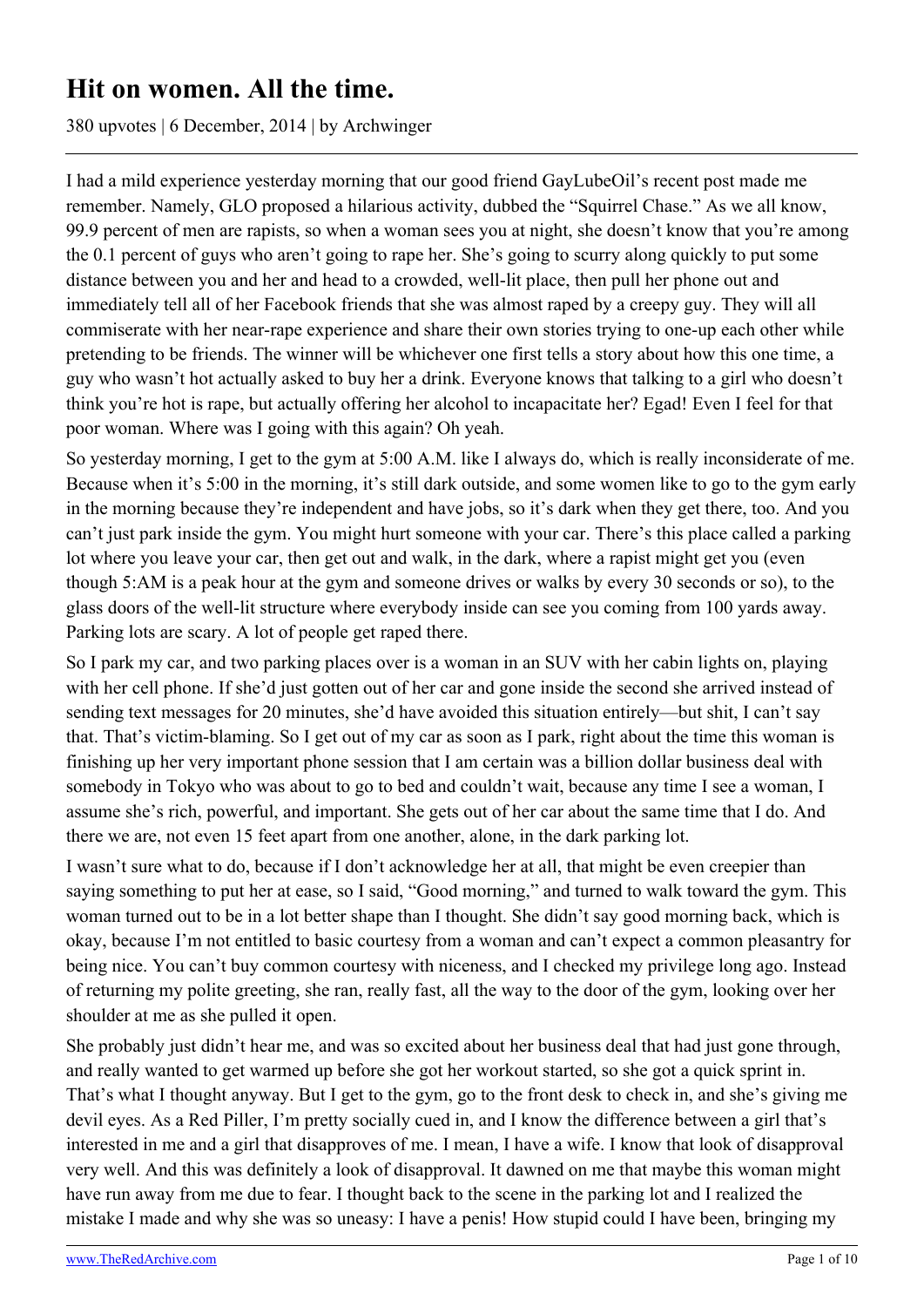# Hit on women. All the time.

380 upvotes | 6 December, 2014 | by Archwinger

I had a mild experience yesterday morning that our good friend GayLubeOil's recent post made me remember. Namely, GLO proposed a hilarious activity, dubbed the "Squirrel Chase." As we all know, 99.9 percent of men are rapists, so when a woman sees you at night, she doesn't know that you're among the 0.1 percent of guys who aren't going to rape her. She's going to scurry along quickly to put some distance between you and her and head to a crowded, well-lit place, then pull her phone out and immediately tell all of her Facebook friends that she was almost raped by a creepy guy. They will all commiserate with her near-rape experience and share their own stories trying to one-up each other while pretending to be friends. The winner will be whichever one first tells a story about how this one time, a guy who wasn't hot actually asked to buy her a drink. Everyone knows that talking to a girl who doesn't think you're hot is rape, but actually offering her alcohol to incapacitate her? Egad! Even I feel for that poor woman. Where was I going with this again? Oh yeah.

So yesterday morning, I get to the gym at 5:00 A.M. like I always do, which is really inconsiderate of me. Because when it's 5:00 in the morning, it's still dark outside, and some women like to go to the gym early in the morning because they're independent and have jobs, so it's dark when they get there, too. And you can't just park inside the gym. You might hurt someone with your car. There's this place called a parking lot where you leave your car, then get out and walk, in the dark, where a rapist might get you (even though 5:AM is a peak hour at the gym and someone drives or walks by every 30 seconds or so), to the glass doors of the well-lit structure where everybody inside can see you coming from 100 yards away. Parking lots are scary. A lot of people get raped there.

So I park my car, and two parking places over is a woman in an SUV with her cabin lights on, playing with her cell phone. If she'd just gotten out of her car and gone inside the second she arrived instead of sending text messages for 20 minutes, she'd have avoided this situation entirely—but shit, I can't say that. That's victim-blaming. So I get out of my car as soon as I park, right about the time this woman is finishing up her very important phone session that I am certain was a billion dollar business deal with somebody in Tokyo who was about to go to bed and couldn't wait, because any time I see a woman, I assume she's rich, powerful, and important. She gets out of her car about the same time that I do. And there we are, not even 15 feet apart from one another, alone, in the dark parking lot.

I wasn't sure what to do, because if I don't acknowledge her at all, that might be even creepier than saying something to put her at ease, so I said, "Good morning," and turned to walk toward the gym. This woman turned out to be in a lot better shape than I thought. She didn't say good morning back, which is okay, because I'm not entitled to basic courtesy from a woman and can't expect a common pleasantry for being nice. You can't buy common courtesy with niceness, and I checked my privilege long ago. Instead of returning my polite greeting, she ran, really fast, all the way to the door of the gym, looking over her shoulder at me as she pulled it open.

She probably just didn't hear me, and was so excited about her business deal that had just gone through, and really wanted to get warmed up before she got her workout started, so she got a quick sprint in. That's what I thought anyway. But I get to the gym, go to the front desk to check in, and she's giving me devil eyes. As a Red Piller, I'm pretty socially cued in, and I know the difference between a girl that's interested in me and a girl that disapproves of me. I mean, I have a wife. I know that look of disapproval very well. And this was definitely a look of disapproval. It dawned on me that maybe this woman might have run away from me due to fear. I thought back to the scene in the parking lot and I realized the mistake I made and why she was so uneasy: I have a penis! How stupid could I have been, bringing my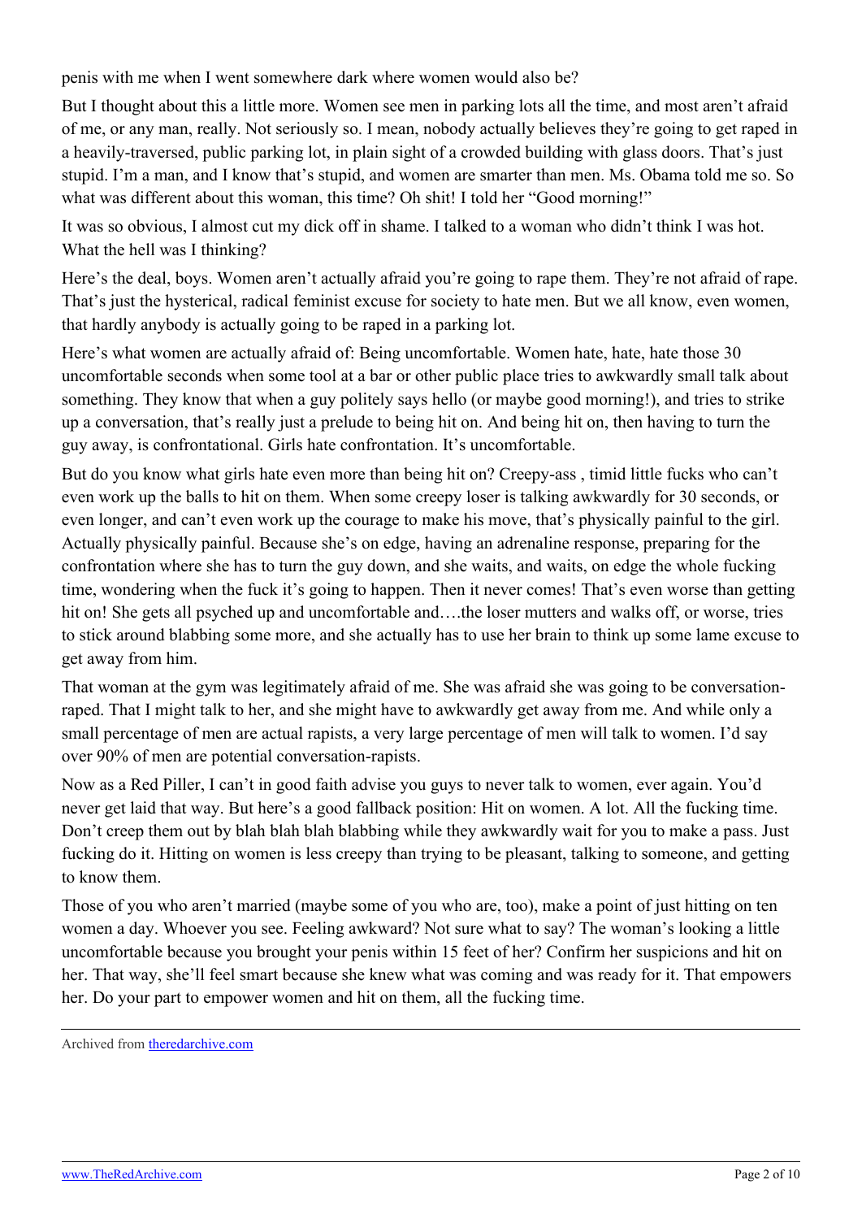penis with me when I went somewhere dark where women would also be?

But I thought about this a little more. Women see men in parking lots all the time, and most aren't afraid of me, or any man, really. Not seriously so. I mean, nobody actually believes they're going to get raped in a heavily-traversed, public parking lot, in plain sight of a crowded building with glass doors. That's just stupid. I'm a man, and I know that's stupid, and women are smarter than men. Ms. Obama told me so. So what was different about this woman, this time? Oh shit! I told her "Good morning!"

It was so obvious, I almost cut my dick off in shame. I talked to a woman who didn't think I was hot. What the hell was I thinking?

Here's the deal, boys. Women aren't actually afraid you're going to rape them. They're not afraid of rape. That's just the hysterical, radical feminist excuse for society to hate men. But we all know, even women, that hardly anybody is actually going to be raped in a parking lot.

Here's what women are actually afraid of: Being uncomfortable. Women hate, hate, hate those 30 uncomfortable seconds when some tool at a bar or other public place tries to awkwardly small talk about something. They know that when a guy politely says hello (or maybe good morning!), and tries to strike up a conversation, that's really just a prelude to being hit on. And being hit on, then having to turn the guy away, is confrontational. Girls hate confrontation. It's uncomfortable.

But do you know what girls hate even more than being hit on? Creepy-ass , timid little fucks who can't even work up the balls to hit on them. When some creepy loser is talking awkwardly for 30 seconds, or even longer, and can't even work up the courage to make his move, that's physically painful to the girl. Actually physically painful. Because she's on edge, having an adrenaline response, preparing for the confrontation where she has to turn the guy down, and she waits, and waits, on edge the whole fucking time, wondering when the fuck it's going to happen. Then it never comes! That's even worse than getting hit on! She gets all psyched up and uncomfortable and….the loser mutters and walks off, or worse, tries to stick around blabbing some more, and she actually has to use her brain to think up some lame excuse to get away from him.

That woman at the gym was legitimately afraid of me. She was afraid she was going to be conversation-raped. That I might talk to her, and she might have to awkwardly get away from me. And while only a small percentage of men are actual rapists, a very large percentage of men will talk to women. I'd say over 90% of men are potential conversation-rapists.

Now as a Red Piller, I can't in good faith advise you guys to never talk to women, ever again. You'd never get laid that way. But here's a good fallback position: Hit on women. A lot. All the fucking time. Don't creep them out by blah blah blah blabbing while they awkwardly wait for you to make a pass. Just fucking do it. Hitting on women is less creepy than trying to be pleasant, talking to someone, and getting to know them.

Those of you who aren't married (maybe some of you who are, too), make a point of just hitting on ten women a day. Whoever you see. Feeling awkward? Not sure what to say? The woman's looking a little uncomfortable because you brought your penis within 15 feet of her? Confirm her suspicions and hit on her. That way, she'll feel smart because she knew what was coming and was ready for it. That empowers her. Do your part to empower women and hit on them, all the fucking time.

---

Archived from [theredarchive.com](https://theredarchive.com)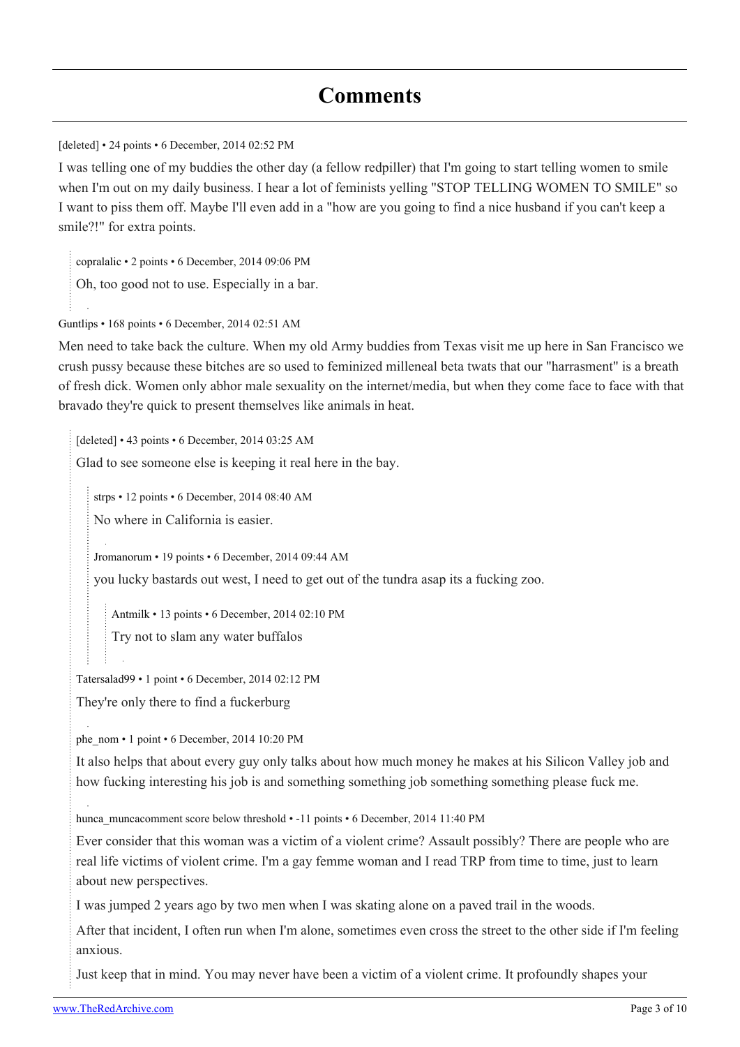# Comments

[deleted] • 24 points • 6 December, 2014 02:52 PM

I was telling one of my buddies the other day (a fellow redpiller) that I'm going to start telling women to smile when I'm out on my daily business. I hear a lot of feminists yelling "STOP TELLING WOMEN TO SMILE" so I want to piss them off. Maybe I'll even add in a "how are you going to find a nice husband if you can't keep a smile?!" for extra points.

> copralalic • 2 points • 6 December, 2014 09:06 PM
>
> Oh, too good not to use. Especially in a bar.

Guntlips • 168 points • 6 December, 2014 02:51 AM

Men need to take back the culture. When my old Army buddies from Texas visit me up here in San Francisco we crush pussy because these bitches are so used to feminized milleneal beta twats that our "harrasment" is a breath of fresh dick. Women only abhor male sexuality on the internet/media, but when they come face to face with that bravado they're quick to present themselves like animals in heat.

> [deleted] • 43 points • 6 December, 2014 03:25 AM
>
> Glad to see someone else is keeping it real here in the bay.
>
> > strps • 12 points • 6 December, 2014 08:40 AM
> >
> > No where in California is easier.
>
> > Jromanorum • 19 points • 6 December, 2014 09:44 AM
> >
> > you lucky bastards out west, I need to get out of the tundra asap its a fucking zoo.
> >
> > > Antmilk • 13 points • 6 December, 2014 02:10 PM
> > >
> > > Try not to slam any water buffalos
>
> Tatersalad99 • 1 point • 6 December, 2014 02:12 PM
>
> They're only there to find a fuckerburg
>
> phe_nom • 1 point • 6 December, 2014 10:20 PM
>
> It also helps that about every guy only talks about how much money he makes at his Silicon Valley job and how fucking interesting his job is and something something job something something please fuck me.
>
> hunca_muncacomment score below threshold • -11 points • 6 December, 2014 11:40 PM
>
> Ever consider that this woman was a victim of a violent crime? Assault possibly? There are people who are real life victims of violent crime. I'm a gay femme woman and I read TRP from time to time, just to learn about new perspectives.
>
> I was jumped 2 years ago by two men when I was skating alone on a paved trail in the woods.
>
> After that incident, I often run when I'm alone, sometimes even cross the street to the other side if I'm feeling anxious.
>
> Just keep that in mind. You may never have been a victim of a violent crime. It profoundly shapes your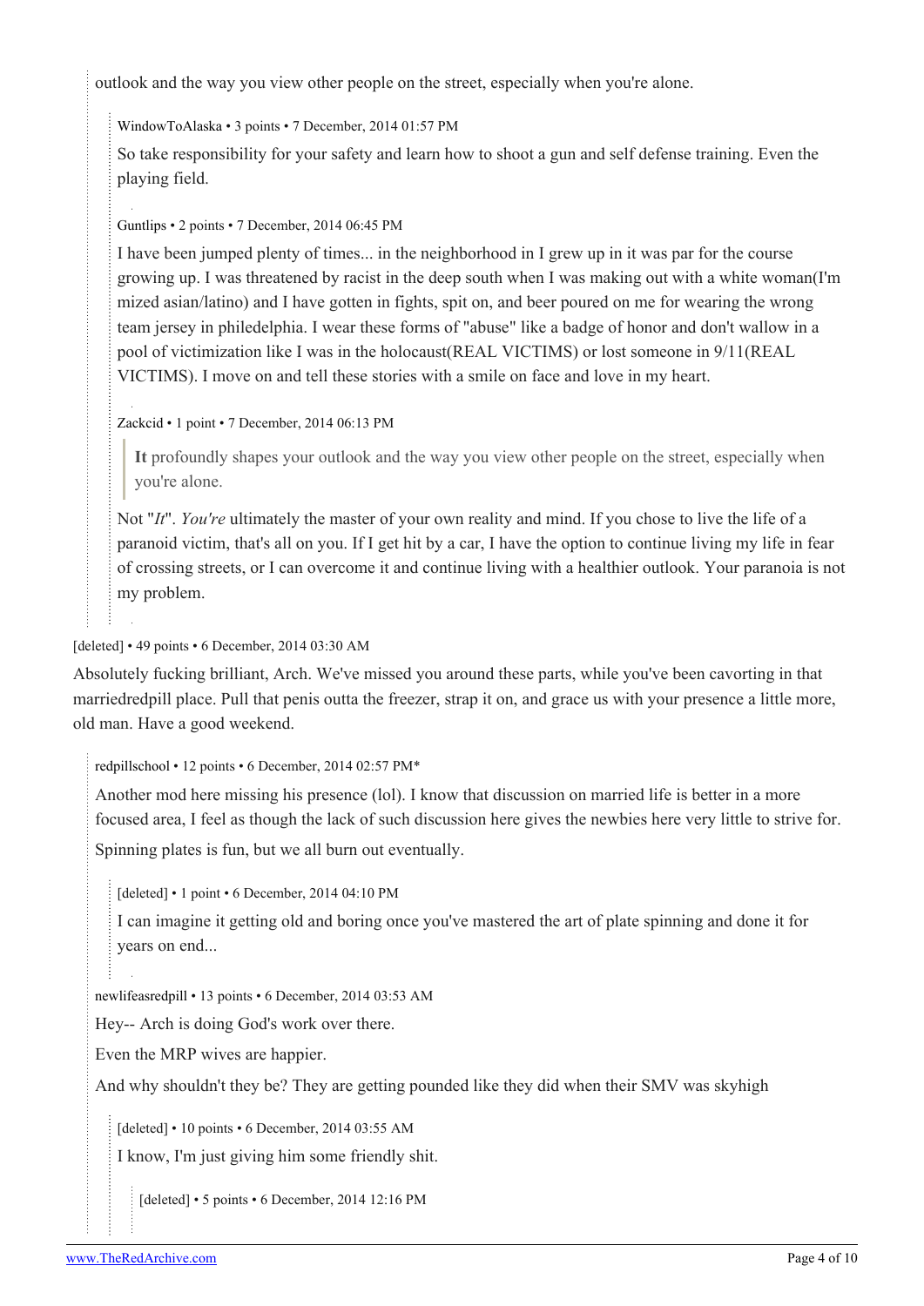outlook and the way you view other people on the street, especially when you're alone.

> WindowToAlaska • 3 points • 7 December, 2014 01:57 PM
>
> So take responsibility for your safety and learn how to shoot a gun and self defense training. Even the playing field.
>
> Guntlips • 2 points • 7 December, 2014 06:45 PM
>
> I have been jumped plenty of times... in the neighborhood in I grew up in it was par for the course growing up. I was threatened by racist in the deep south when I was making out with a white woman(I'm mized asian/latino) and I have gotten in fights, spit on, and beer poured on me for wearing the wrong team jersey in philedelphia. I wear these forms of "abuse" like a badge of honor and don't wallow in a pool of victimization like I was in the holocaust(REAL VICTIMS) or lost someone in 9/11(REAL VICTIMS). I move on and tell these stories with a smile on face and love in my heart.
>
> Zackcid • 1 point • 7 December, 2014 06:13 PM
>
> > **It** profoundly shapes your outlook and the way you view other people on the street, especially when you're alone.
>
> Not "*It*". *You're* ultimately the master of your own reality and mind. If you chose to live the life of a paranoid victim, that's all on you. If I get hit by a car, I have the option to continue living my life in fear of crossing streets, or I can overcome it and continue living with a healthier outlook. Your paranoia is not my problem.

[deleted] • 49 points • 6 December, 2014 03:30 AM

Absolutely fucking brilliant, Arch. We've missed you around these parts, while you've been cavorting in that marriedredpill place. Pull that penis outta the freezer, strap it on, and grace us with your presence a little more, old man. Have a good weekend.

> redpillschool • 12 points • 6 December, 2014 02:57 PM*
>
> Another mod here missing his presence (lol). I know that discussion on married life is better in a more focused area, I feel as though the lack of such discussion here gives the newbies here very little to strive for.
>
> Spinning plates is fun, but we all burn out eventually.
>
> > [deleted] • 1 point • 6 December, 2014 04:10 PM
> >
> > I can imagine it getting old and boring once you've mastered the art of plate spinning and done it for years on end...
>
> newlifeasredpill • 13 points • 6 December, 2014 03:53 AM
>
> Hey-- Arch is doing God's work over there.
>
> Even the MRP wives are happier.
>
> And why shouldn't they be? They are getting pounded like they did when their SMV was skyhigh
>
> > [deleted] • 10 points • 6 December, 2014 03:55 AM
> >
> > I know, I'm just giving him some friendly shit.
> >
> > > [deleted] • 5 points • 6 December, 2014 12:16 PM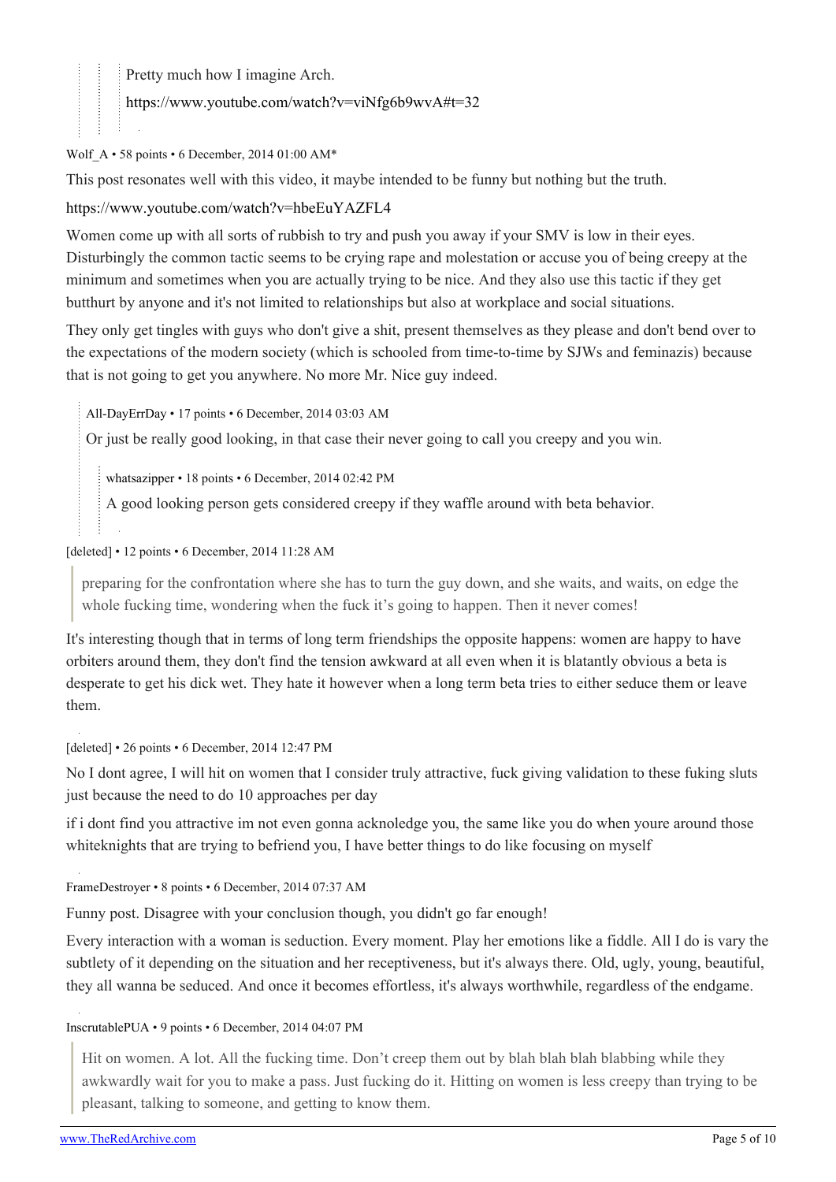> > > Pretty much how I imagine Arch.
> > >
> > > https://www.youtube.com/watch?v=viNfg6b9wvA#t=32

Wolf_A • 58 points • 6 December, 2014 01:00 AM*

This post resonates well with this video, it maybe intended to be funny but nothing but the truth.

https://www.youtube.com/watch?v=hbeEuYAZFL4

Women come up with all sorts of rubbish to try and push you away if your SMV is low in their eyes. Disturbingly the common tactic seems to be crying rape and molestation or accuse you of being creepy at the minimum and sometimes when you are actually trying to be nice. And they also use this tactic if they get butthurt by anyone and it's not limited to relationships but also at workplace and social situations.

They only get tingles with guys who don't give a shit, present themselves as they please and don't bend over to the expectations of the modern society (which is schooled from time-to-time by SJWs and feminazis) because that is not going to get you anywhere. No more Mr. Nice guy indeed.

> All-DayErrDay • 17 points • 6 December, 2014 03:03 AM
>
> Or just be really good looking, in that case their never going to call you creepy and you win.
>
> > whatsazipper • 18 points • 6 December, 2014 02:42 PM
> >
> > A good looking person gets considered creepy if they waffle around with beta behavior.

[deleted] • 12 points • 6 December, 2014 11:28 AM

> preparing for the confrontation where she has to turn the guy down, and she waits, and waits, on edge the whole fucking time, wondering when the fuck it's going to happen. Then it never comes!

It's interesting though that in terms of long term friendships the opposite happens: women are happy to have orbiters around them, they don't find the tension awkward at all even when it is blatantly obvious a beta is desperate to get his dick wet. They hate it however when a long term beta tries to either seduce them or leave them.

[deleted] • 26 points • 6 December, 2014 12:47 PM

No I dont agree, I will hit on women that I consider truly attractive, fuck giving validation to these fuking sluts just because the need to do 10 approaches per day

if i dont find you attractive im not even gonna acknoledge you, the same like you do when youre around those whiteknights that are trying to befriend you, I have better things to do like focusing on myself

FrameDestroyer • 8 points • 6 December, 2014 07:37 AM

Funny post. Disagree with your conclusion though, you didn't go far enough!

Every interaction with a woman is seduction. Every moment. Play her emotions like a fiddle. All I do is vary the subtlety of it depending on the situation and her receptiveness, but it's always there. Old, ugly, young, beautiful, they all wanna be seduced. And once it becomes effortless, it's always worthwhile, regardless of the endgame.

InscrutablePUA • 9 points • 6 December, 2014 04:07 PM

> Hit on women. A lot. All the fucking time. Don't creep them out by blah blah blah blabbing while they awkwardly wait for you to make a pass. Just fucking do it. Hitting on women is less creepy than trying to be pleasant, talking to someone, and getting to know them.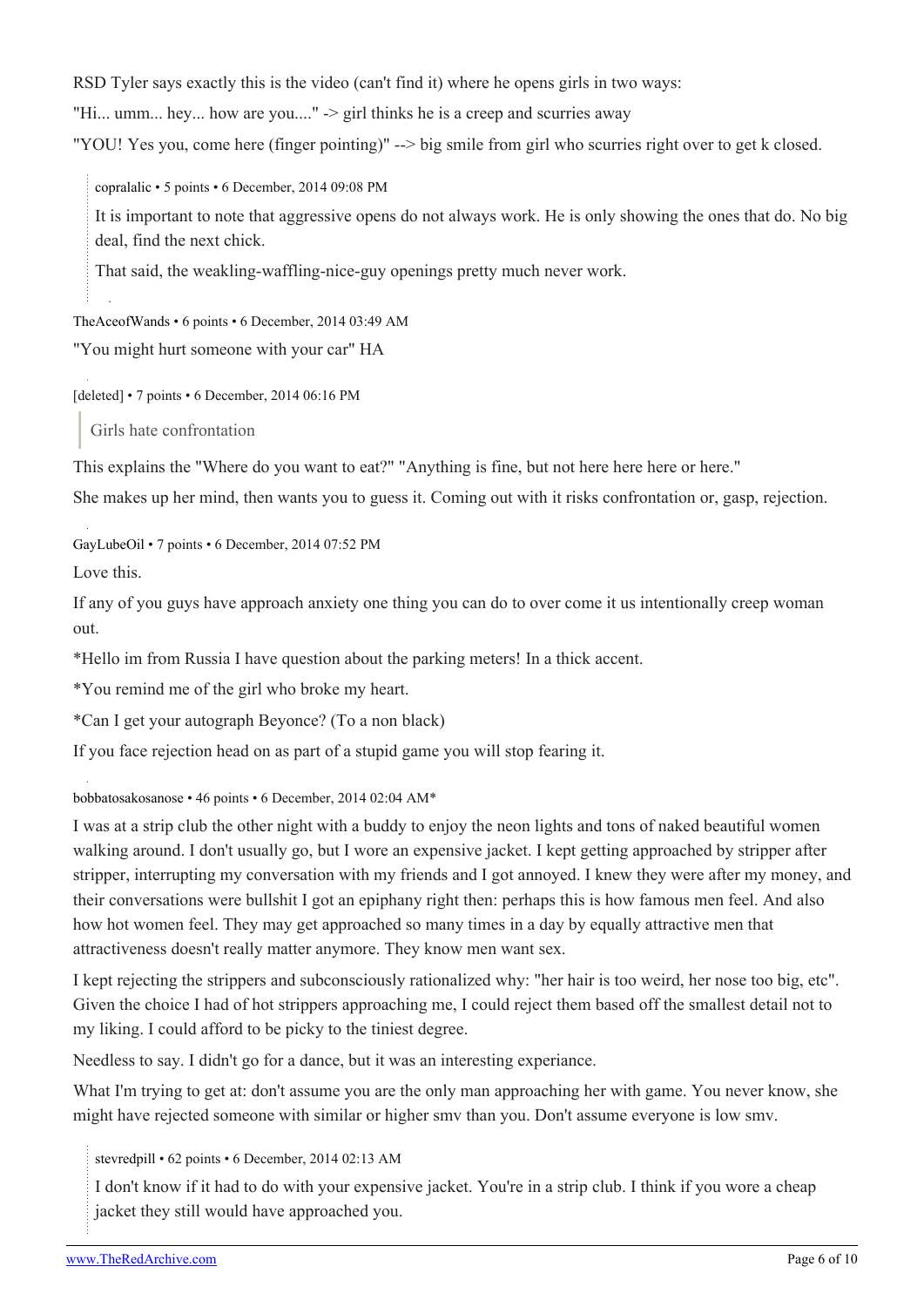RSD Tyler says exactly this is the video (can't find it) where he opens girls in two ways:

"Hi... umm... hey... how are you...." -> girl thinks he is a creep and scurries away

"YOU! Yes you, come here (finger pointing)" --> big smile from girl who scurries right over to get k closed.

> copralalic • 5 points • 6 December, 2014 09:08 PM
>
> It is important to note that aggressive opens do not always work. He is only showing the ones that do. No big deal, find the next chick.
>
> That said, the weakling-waffling-nice-guy openings pretty much never work.

TheAceofWands • 6 points • 6 December, 2014 03:49 AM

"You might hurt someone with your car" HA

[deleted] • 7 points • 6 December, 2014 06:16 PM

> Girls hate confrontation

This explains the "Where do you want to eat?" "Anything is fine, but not here here here or here."

She makes up her mind, then wants you to guess it. Coming out with it risks confrontation or, gasp, rejection.

GayLubeOil • 7 points • 6 December, 2014 07:52 PM

Love this.

If any of you guys have approach anxiety one thing you can do to over come it us intentionally creep woman out.

*Hello im from Russia I have question about the parking meters! In a thick accent.

*You remind me of the girl who broke my heart.

*Can I get your autograph Beyonce? (To a non black)

If you face rejection head on as part of a stupid game you will stop fearing it.

bobbatosakosanose • 46 points • 6 December, 2014 02:04 AM*

I was at a strip club the other night with a buddy to enjoy the neon lights and tons of naked beautiful women walking around. I don't usually go, but I wore an expensive jacket. I kept getting approached by stripper after stripper, interrupting my conversation with my friends and I got annoyed. I knew they were after my money, and their conversations were bullshit I got an epiphany right then: perhaps this is how famous men feel. And also how hot women feel. They may get approached so many times in a day by equally attractive men that attractiveness doesn't really matter anymore. They know men want sex.

I kept rejecting the strippers and subconsciously rationalized why: "her hair is too weird, her nose too big, etc". Given the choice I had of hot strippers approaching me, I could reject them based off the smallest detail not to my liking. I could afford to be picky to the tiniest degree.

Needless to say. I didn't go for a dance, but it was an interesting experiance.

What I'm trying to get at: don't assume you are the only man approaching her with game. You never know, she might have rejected someone with similar or higher smv than you. Don't assume everyone is low smv.

> stevredpill • 62 points • 6 December, 2014 02:13 AM
>
> I don't know if it had to do with your expensive jacket. You're in a strip club. I think if you wore a cheap jacket they still would have approached you.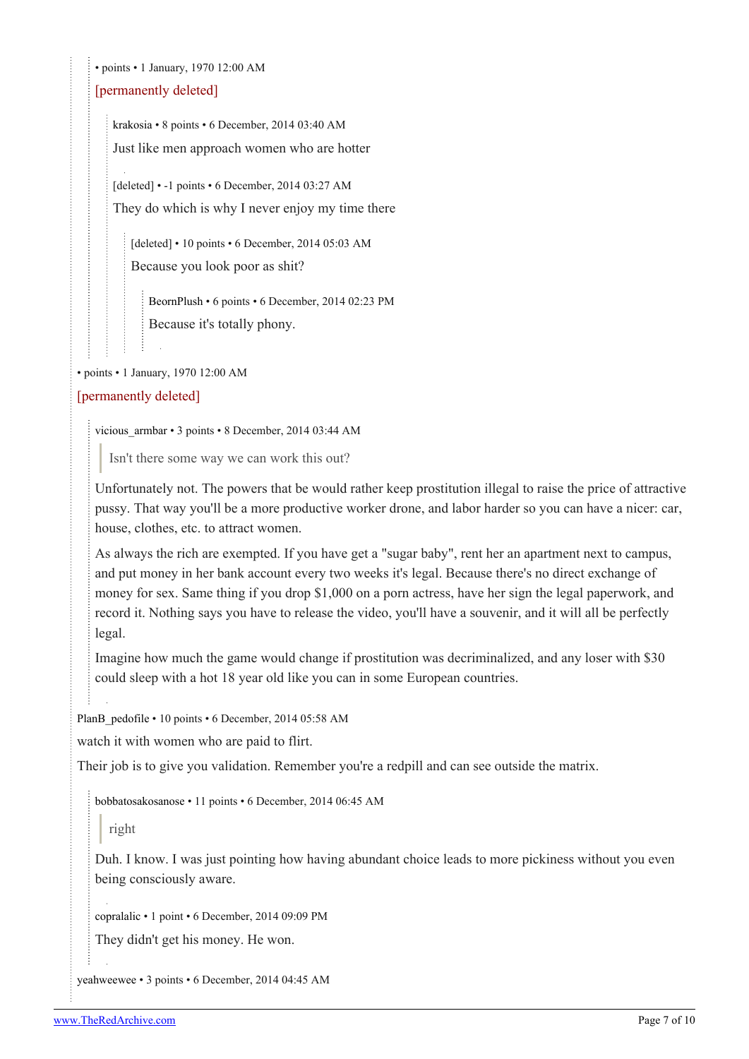• points • 1 January, 1970 12:00 AM

[permanently deleted]

krakosia • 8 points • 6 December, 2014 03:40 AM

Just like men approach women who are hotter

[deleted] • -1 points • 6 December, 2014 03:27 AM

They do which is why I never enjoy my time there

[deleted] • 10 points • 6 December, 2014 05:03 AM

Because you look poor as shit?

BeornPlush • 6 points • 6 December, 2014 02:23 PM

Because it's totally phony.

• points • 1 January, 1970 12:00 AM

[permanently deleted]

vicious_armbar • 3 points • 8 December, 2014 03:44 AM

> Isn't there some way we can work this out?

Unfortunately not. The powers that be would rather keep prostitution illegal to raise the price of attractive pussy. That way you'll be a more productive worker drone, and labor harder so you can have a nicer: car, house, clothes, etc. to attract women.

As always the rich are exempted. If you have get a "sugar baby", rent her an apartment next to campus, and put money in her bank account every two weeks it's legal. Because there's no direct exchange of money for sex. Same thing if you drop $1,000 on a porn actress, have her sign the legal paperwork, and record it. Nothing says you have to release the video, you'll have a souvenir, and it will all be perfectly legal.

Imagine how much the game would change if prostitution was decriminalized, and any loser with $30 could sleep with a hot 18 year old like you can in some European countries.

PlanB_pedofile • 10 points • 6 December, 2014 05:58 AM

watch it with women who are paid to flirt.

Their job is to give you validation. Remember you're a redpill and can see outside the matrix.

bobbatosakosanose • 11 points • 6 December, 2014 06:45 AM

> right

Duh. I know. I was just pointing how having abundant choice leads to more pickiness without you even being consciously aware.

copralalic • 1 point • 6 December, 2014 09:09 PM

They didn't get his money. He won.

yeahweewee • 3 points • 6 December, 2014 04:45 AM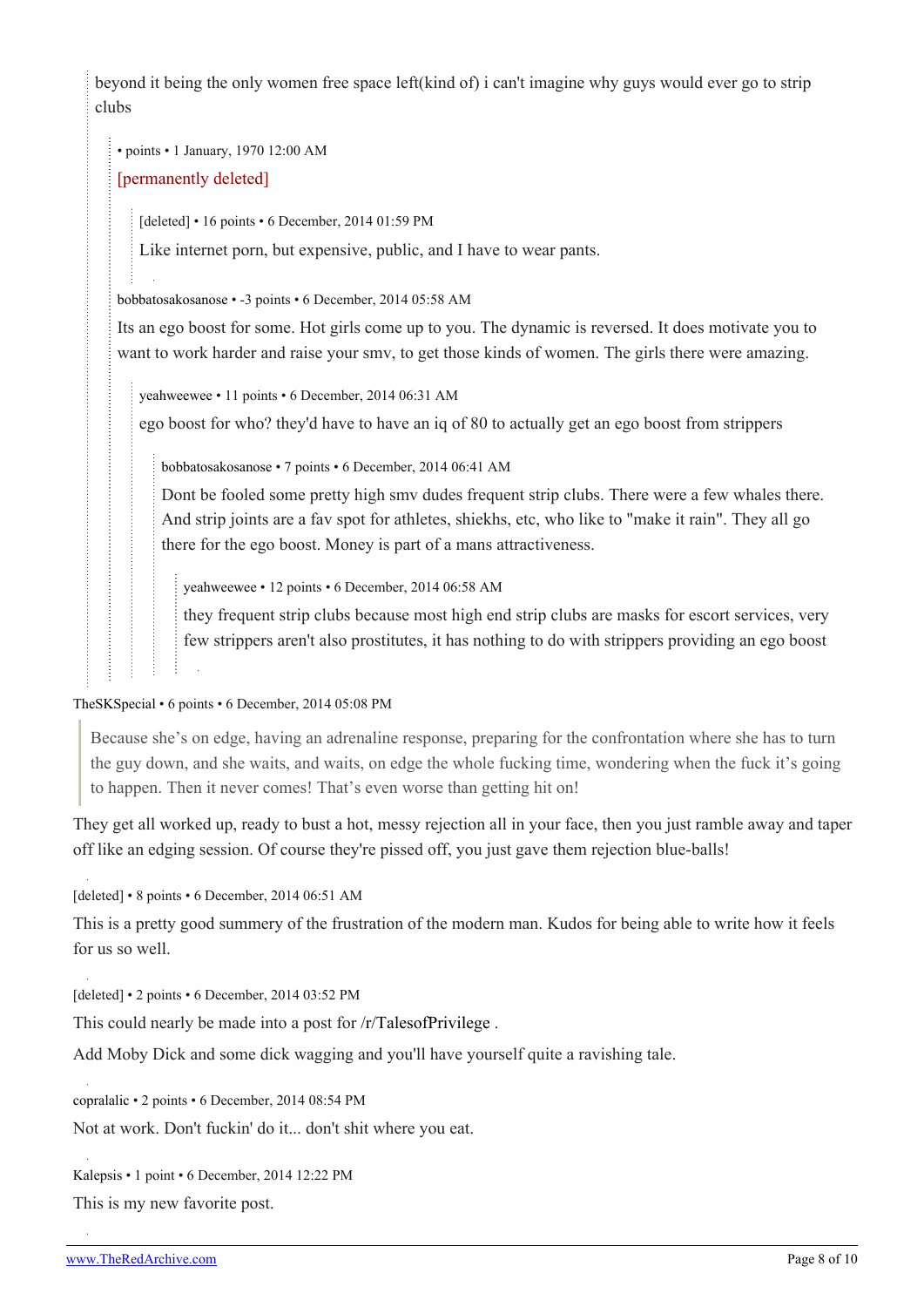beyond it being the only women free space left(kind of) i can't imagine why guys would ever go to strip clubs

> • points • 1 January, 1970 12:00 AM
>
> [permanently deleted]
>
> > [deleted] • 16 points • 6 December, 2014 01:59 PM
> >
> > Like internet porn, but expensive, public, and I have to wear pants.
>
> bobbatosakosanose • -3 points • 6 December, 2014 05:58 AM
>
> Its an ego boost for some. Hot girls come up to you. The dynamic is reversed. It does motivate you to want to work harder and raise your smv, to get those kinds of women. The girls there were amazing.
>
> > yeahweewee • 11 points • 6 December, 2014 06:31 AM
> >
> > ego boost for who? they'd have to have an iq of 80 to actually get an ego boost from strippers
> >
> > > bobbatosakosanose • 7 points • 6 December, 2014 06:41 AM
> > >
> > > Dont be fooled some pretty high smv dudes frequent strip clubs. There were a few whales there. And strip joints are a fav spot for athletes, shiekhs, etc, who like to "make it rain". They all go there for the ego boost. Money is part of a mans attractiveness.
> > >
> > > > yeahweewee • 12 points • 6 December, 2014 06:58 AM
> > > >
> > > > they frequent strip clubs because most high end strip clubs are masks for escort services, very few strippers aren't also prostitutes, it has nothing to do with strippers providing an ego boost

TheSKSpecial • 6 points • 6 December, 2014 05:08 PM

> Because she’s on edge, having an adrenaline response, preparing for the confrontation where she has to turn the guy down, and she waits, and waits, on edge the whole fucking time, wondering when the fuck it’s going to happen. Then it never comes! That’s even worse than getting hit on!

They get all worked up, ready to bust a hot, messy rejection all in your face, then you just ramble away and taper off like an edging session. Of course they're pissed off, you just gave them rejection blue-balls!

[deleted] • 8 points • 6 December, 2014 06:51 AM

This is a pretty good summery of the frustration of the modern man. Kudos for being able to write how it feels for us so well.

[deleted] • 2 points • 6 December, 2014 03:52 PM

This could nearly be made into a post for /r/TalesofPrivilege .

Add Moby Dick and some dick wagging and you'll have yourself quite a ravishing tale.

copralalic • 2 points • 6 December, 2014 08:54 PM

Not at work. Don't fuckin' do it... don't shit where you eat.

Kalepsis • 1 point • 6 December, 2014 12:22 PM

This is my new favorite post.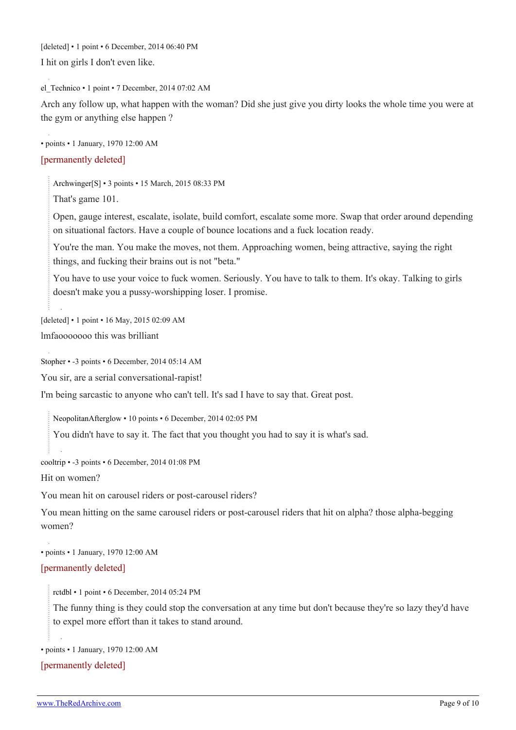[deleted] • 1 point • 6 December, 2014 06:40 PM

I hit on girls I don't even like.

el_Technico • 1 point • 7 December, 2014 07:02 AM

Arch any follow up, what happen with the woman? Did she just give you dirty looks the whole time you were at the gym or anything else happen ?

• points • 1 January, 1970 12:00 AM

[permanently deleted]

> Archwinger[S] • 3 points • 15 March, 2015 08:33 PM
>
> That's game 101.
>
> Open, gauge interest, escalate, isolate, build comfort, escalate some more. Swap that order around depending on situational factors. Have a couple of bounce locations and a fuck location ready.
>
> You're the man. You make the moves, not them. Approaching women, being attractive, saying the right things, and fucking their brains out is not "beta."
>
> You have to use your voice to fuck women. Seriously. You have to talk to them. It's okay. Talking to girls doesn't make you a pussy-worshipping loser. I promise.

[deleted] • 1 point • 16 May, 2015 02:09 AM

lmfaooooooo this was brilliant

Stopher • -3 points • 6 December, 2014 05:14 AM

You sir, are a serial conversational-rapist!

I'm being sarcastic to anyone who can't tell. It's sad I have to say that. Great post.

> NeopolitanAfterglow • 10 points • 6 December, 2014 02:05 PM
>
> You didn't have to say it. The fact that you thought you had to say it is what's sad.

cooltrip • -3 points • 6 December, 2014 01:08 PM

Hit on women?

You mean hit on carousel riders or post-carousel riders?

You mean hitting on the same carousel riders or post-carousel riders that hit on alpha? those alpha-begging women?

• points • 1 January, 1970 12:00 AM

[permanently deleted]

> rctdbl • 1 point • 6 December, 2014 05:24 PM
>
> The funny thing is they could stop the conversation at any time but don't because they're so lazy they'd have to expel more effort than it takes to stand around.

• points • 1 January, 1970 12:00 AM

[permanently deleted]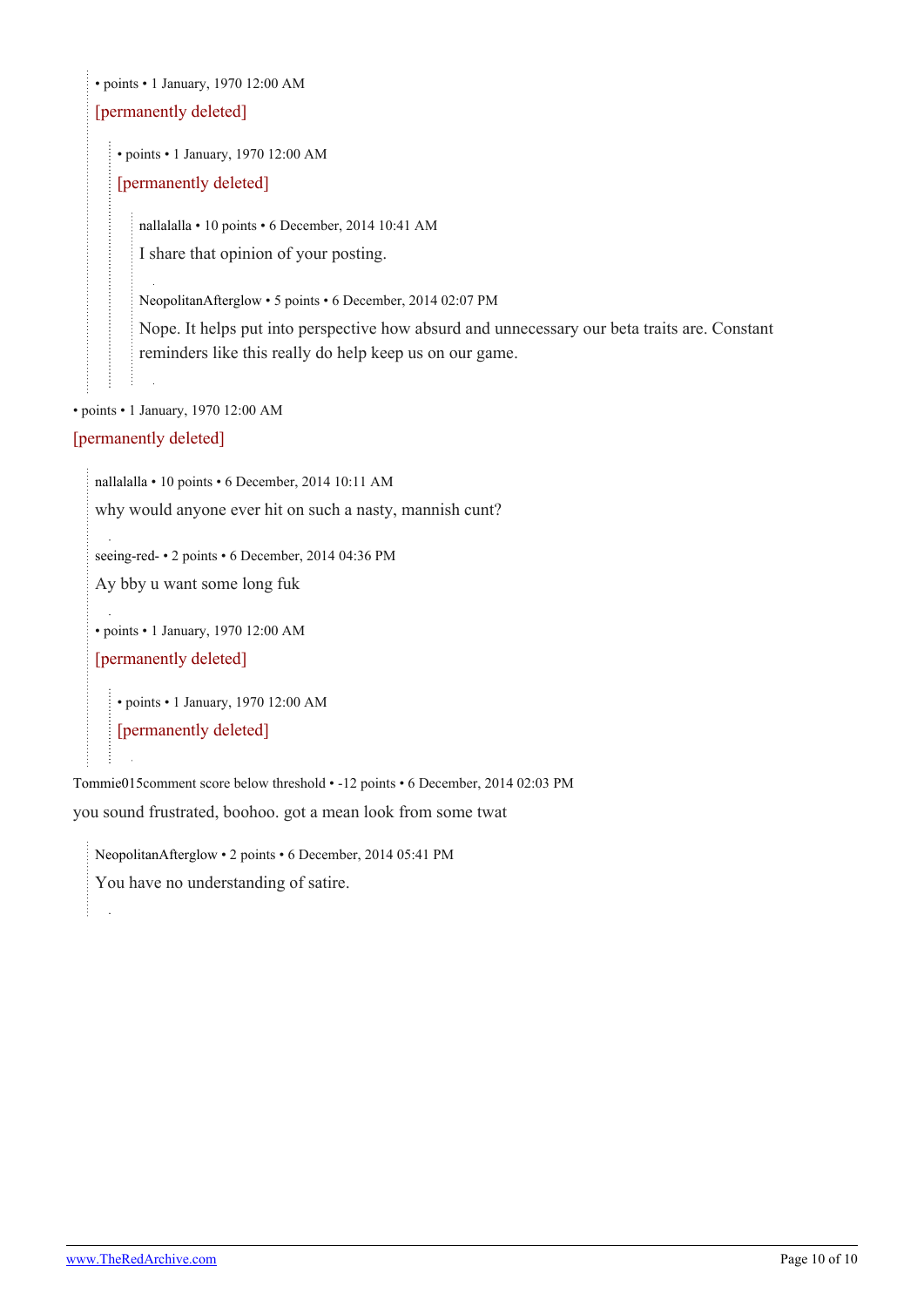> • points • 1 January, 1970 12:00 AM
>
> [permanently deleted]
>
> > • points • 1 January, 1970 12:00 AM
> >
> > [permanently deleted]
> >
> > > nallalalla • 10 points • 6 December, 2014 10:41 AM
> > >
> > > I share that opinion of your posting.
> > >
> > > NeopolitanAfterglow • 5 points • 6 December, 2014 02:07 PM
> > >
> > > Nope. It helps put into perspective how absurd and unnecessary our beta traits are. Constant reminders like this really do help keep us on our game.

• points • 1 January, 1970 12:00 AM

[permanently deleted]

> nallalalla • 10 points • 6 December, 2014 10:11 AM
>
> why would anyone ever hit on such a nasty, mannish cunt?
>
> seeing-red- • 2 points • 6 December, 2014 04:36 PM
>
> Ay bby u want some long fuk
>
> • points • 1 January, 1970 12:00 AM
>
> [permanently deleted]
>
> > • points • 1 January, 1970 12:00 AM
> >
> > [permanently deleted]

Tommie015comment score below threshold • -12 points • 6 December, 2014 02:03 PM

you sound frustrated, boohoo. got a mean look from some twat

> NeopolitanAfterglow • 2 points • 6 December, 2014 05:41 PM
>
> You have no understanding of satire.